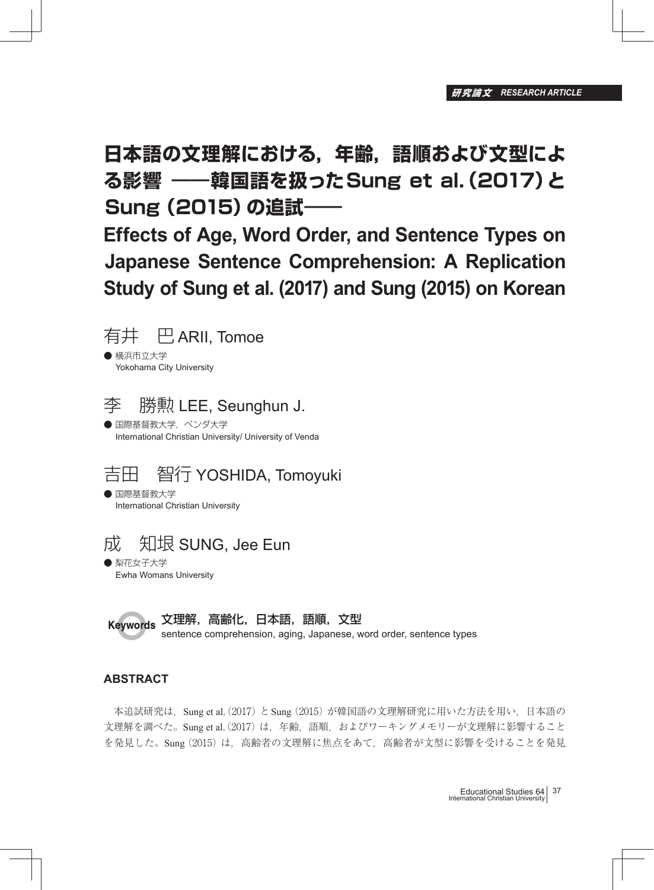研究論文 *RESEARCH ARTICLE*

# 日本語の文理解における，年齢，語順および文型による影響 ――韓国語を扱ったSung et al. (2017) と Sung (2015) の追試――

# Effects of Age, Word Order, and Sentence Types on Japanese Sentence Comprehension: A Replication Study of Sung et al. (2017) and Sung (2015) on Korean

有井　巴 ARII, Tomoe

● 横浜市立大学
Yokohama City University

李　勝勲 LEE, Seunghun J.

● 国際基督教大学，ベンダ大学
International Christian University/ University of Venda

吉田　智行 YOSHIDA, Tomoyuki

● 国際基督教大学
International Christian University

成　知垠 SUNG, Jee Eun

● 梨花女子大学
Ewha Womans University

**Keywords** **文理解，高齢化，日本語，語順，文型**
sentence comprehension, aging, Japanese, word order, sentence types

## ABSTRACT

本追試研究は，Sung et al. (2017) と Sung (2015) が韓国語の文理解研究に用いた方法を用い，日本語の文理解を調べた。Sung et al. (2017) は，年齢，語順，およびワーキングメモリーが文理解に影響することを発見した。Sung (2015) は，高齢者の文理解に焦点をあて，高齢者が文型に影響を受けることを発見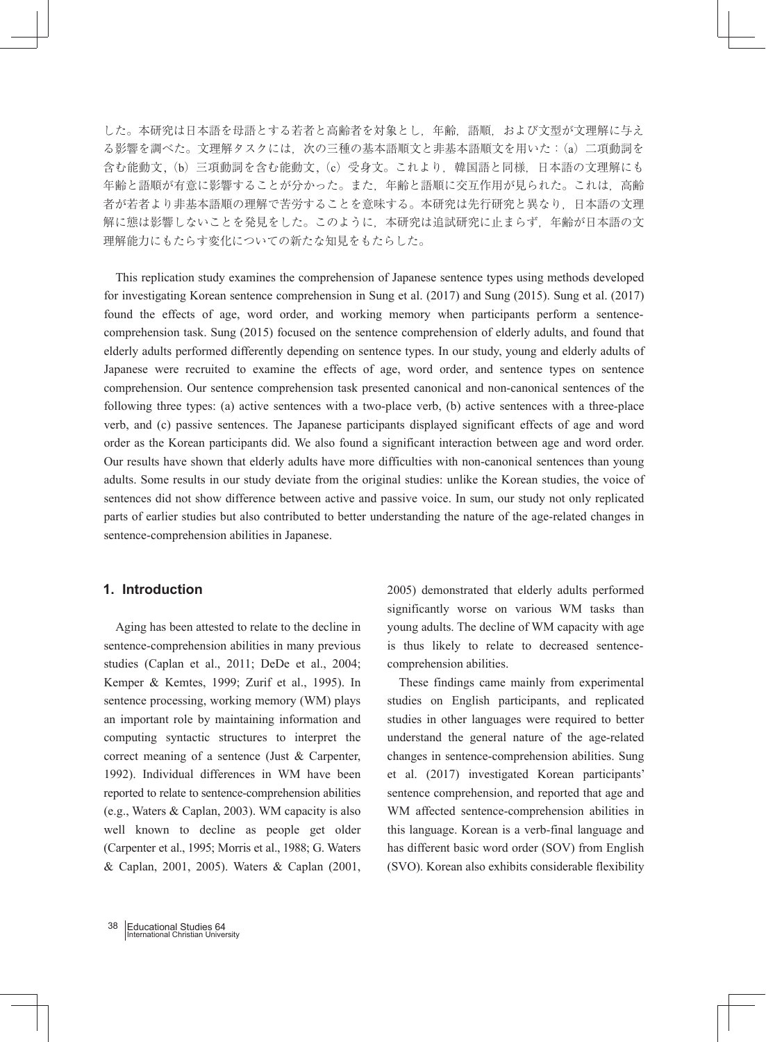した。本研究は日本語を母語とする若者と高齢者を対象とし，年齢，語順，および文型が文理解に与える影響を調べた。文理解タスクには，次の三種の基本語順文と非基本語順文を用いた：(a) 二項動詞を含む能動文，(b) 三項動詞を含む能動文，(c) 受身文。これより，韓国語と同様，日本語の文理解にも年齢と語順が有意に影響することが分かった。また，年齢と語順に交互作用が見られた。これは，高齢者が若者より非基本語順の理解で苦労することを意味する。本研究は先行研究と異なり，日本語の文理解に態は影響しないことを発見をした。このように，本研究は追試研究に止まらず，年齢が日本語の文理解能力にもたらす変化についての新たな知見をもたらした。

This replication study examines the comprehension of Japanese sentence types using methods developed for investigating Korean sentence comprehension in Sung et al. (2017) and Sung (2015). Sung et al. (2017) found the effects of age, word order, and working memory when participants perform a sentence-comprehension task. Sung (2015) focused on the sentence comprehension of elderly adults, and found that elderly adults performed differently depending on sentence types. In our study, young and elderly adults of Japanese were recruited to examine the effects of age, word order, and sentence types on sentence comprehension. Our sentence comprehension task presented canonical and non-canonical sentences of the following three types: (a) active sentences with a two-place verb, (b) active sentences with a three-place verb, and (c) passive sentences. The Japanese participants displayed significant effects of age and word order as the Korean participants did. We also found a significant interaction between age and word order. Our results have shown that elderly adults have more difficulties with non-canonical sentences than young adults. Some results in our study deviate from the original studies: unlike the Korean studies, the voice of sentences did not show difference between active and passive voice. In sum, our study not only replicated parts of earlier studies but also contributed to better understanding the nature of the age-related changes in sentence-comprehension abilities in Japanese.

## 1. Introduction

Aging has been attested to relate to the decline in sentence-comprehension abilities in many previous studies (Caplan et al., 2011; DeDe et al., 2004; Kemper & Kemtes, 1999; Zurif et al., 1995). In sentence processing, working memory (WM) plays an important role by maintaining information and computing syntactic structures to interpret the correct meaning of a sentence (Just & Carpenter, 1992). Individual differences in WM have been reported to relate to sentence-comprehension abilities (e.g., Waters & Caplan, 2003). WM capacity is also well known to decline as people get older (Carpenter et al., 1995; Morris et al., 1988; G. Waters & Caplan, 2001, 2005). Waters & Caplan (2001, 2005) demonstrated that elderly adults performed significantly worse on various WM tasks than young adults. The decline of WM capacity with age is thus likely to relate to decreased sentence-comprehension abilities.

These findings came mainly from experimental studies on English participants, and replicated studies in other languages were required to better understand the general nature of the age-related changes in sentence-comprehension abilities. Sung et al. (2017) investigated Korean participants' sentence comprehension, and reported that age and WM affected sentence-comprehension abilities in this language. Korean is a verb-final language and has different basic word order (SOV) from English (SVO). Korean also exhibits considerable flexibility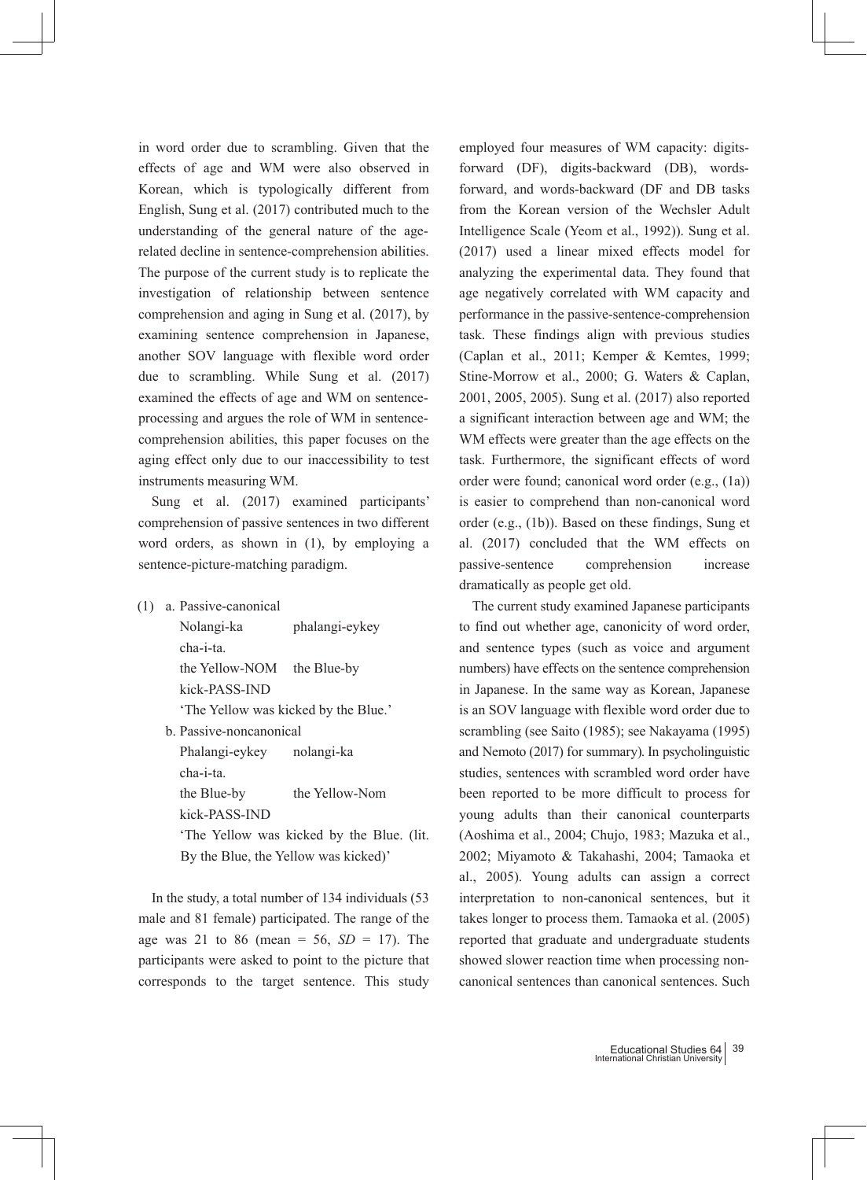in word order due to scrambling. Given that the effects of age and WM were also observed in Korean, which is typologically different from English, Sung et al. (2017) contributed much to the understanding of the general nature of the age-related decline in sentence-comprehension abilities. The purpose of the current study is to replicate the investigation of relationship between sentence comprehension and aging in Sung et al. (2017), by examining sentence comprehension in Japanese, another SOV language with flexible word order due to scrambling. While Sung et al. (2017) examined the effects of age and WM on sentence-processing and argues the role of WM in sentence-comprehension abilities, this paper focuses on the aging effect only due to our inaccessibility to test instruments measuring WM.

Sung et al. (2017) examined participants' comprehension of passive sentences in two different word orders, as shown in (1), by employing a sentence-picture-matching paradigm.

(1) a. Passive-canonical
    Nolangi-ka phalangi-eykey cha-i-ta.
    the Yellow-NOM the Blue-by kick-PASS-IND
    'The Yellow was kicked by the Blue.'
  b. Passive-noncanonical
    Phalangi-eykey nolangi-ka cha-i-ta.
    the Blue-by the Yellow-Nom kick-PASS-IND
    'The Yellow was kicked by the Blue. (lit. By the Blue, the Yellow was kicked)'

In the study, a total number of 134 individuals (53 male and 81 female) participated. The range of the age was 21 to 86 (mean = 56, *SD* = 17). The participants were asked to point to the picture that corresponds to the target sentence. This study employed four measures of WM capacity: digits-forward (DF), digits-backward (DB), words-forward, and words-backward (DF and DB tasks from the Korean version of the Wechsler Adult Intelligence Scale (Yeom et al., 1992)). Sung et al. (2017) used a linear mixed effects model for analyzing the experimental data. They found that age negatively correlated with WM capacity and performance in the passive-sentence-comprehension task. These findings align with previous studies (Caplan et al., 2011; Kemper & Kemtes, 1999; Stine-Morrow et al., 2000; G. Waters & Caplan, 2001, 2005, 2005). Sung et al. (2017) also reported a significant interaction between age and WM; the WM effects were greater than the age effects on the task. Furthermore, the significant effects of word order were found; canonical word order (e.g., (1a)) is easier to comprehend than non-canonical word order (e.g., (1b)). Based on these findings, Sung et al. (2017) concluded that the WM effects on passive-sentence comprehension increase dramatically as people get old.

The current study examined Japanese participants to find out whether age, canonicity of word order, and sentence types (such as voice and argument numbers) have effects on the sentence comprehension in Japanese. In the same way as Korean, Japanese is an SOV language with flexible word order due to scrambling (see Saito (1985); see Nakayama (1995) and Nemoto (2017) for summary). In psycholinguistic studies, sentences with scrambled word order have been reported to be more difficult to process for young adults than their canonical counterparts (Aoshima et al., 2004; Chujo, 1983; Mazuka et al., 2002; Miyamoto & Takahashi, 2004; Tamaoka et al., 2005). Young adults can assign a correct interpretation to non-canonical sentences, but it takes longer to process them. Tamaoka et al. (2005) reported that graduate and undergraduate students showed slower reaction time when processing non-canonical sentences than canonical sentences. Such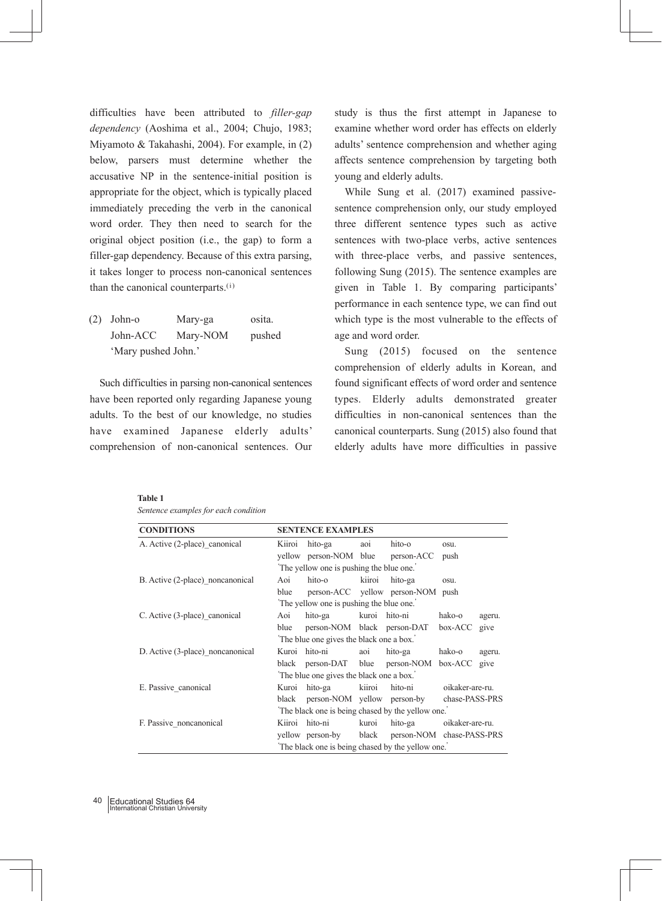difficulties have been attributed to *filler-gap dependency* (Aoshima et al., 2004; Chujo, 1983; Miyamoto & Takahashi, 2004). For example, in (2) below, parsers must determine whether the accusative NP in the sentence-initial position is appropriate for the object, which is typically placed immediately preceding the verb in the canonical word order. They then need to search for the original object position (i.e., the gap) to form a filler-gap dependency. Because of this extra parsing, it takes longer to process non-canonical sentences than the canonical counterparts.(i)

(2) John-o Mary-ga osita.
John-ACC Mary-NOM pushed
'Mary pushed John.'

Such difficulties in parsing non-canonical sentences have been reported only regarding Japanese young adults. To the best of our knowledge, no studies have examined Japanese elderly adults' comprehension of non-canonical sentences. Our study is thus the first attempt in Japanese to examine whether word order has effects on elderly adults' sentence comprehension and whether aging affects sentence comprehension by targeting both young and elderly adults.

While Sung et al. (2017) examined passive-sentence comprehension only, our study employed three different sentence types such as active sentences with two-place verbs, active sentences with three-place verbs, and passive sentences, following Sung (2015). The sentence examples are given in Table 1. By comparing participants' performance in each sentence type, we can find out which type is the most vulnerable to the effects of age and word order.

Sung (2015) focused on the sentence comprehension of elderly adults in Korean, and found significant effects of word order and sentence types. Elderly adults demonstrated greater difficulties in non-canonical sentences than the canonical counterparts. Sung (2015) also found that elderly adults have more difficulties in passive

**Table 1**
*Sentence examples for each condition*

| CONDITIONS | SENTENCE EXAMPLES |
|---|---|
| A. Active (2-place)_canonical | Kiiroi hito-ga aoi hito-o osu.<br>yellow person-NOM blue person-ACC push<br>'The yellow one is pushing the blue one.' |
| B. Active (2-place)_noncanonical | Aoi hito-o kiiroi hito-ga osu.<br>blue person-ACC yellow person-NOM push<br>'The yellow one is pushing the blue one.' |
| C. Active (3-place)_canonical | Aoi hito-ga kuroi hito-ni hako-o ageru.<br>blue person-NOM black person-DAT box-ACC give<br>'The blue one gives the black one a box.' |
| D. Active (3-place)_noncanonical | Kuroi hito-ni aoi hito-ga hako-o ageru.<br>black person-DAT blue person-NOM box-ACC give<br>'The blue one gives the black one a box.' |
| E. Passive_canonical | Kuroi hito-ga kiiroi hito-ni oikaker-are-ru.<br>black person-NOM yellow person-by chase-PASS-PRS<br>'The black one is being chased by the yellow one.' |
| F. Passive_noncanonical | Kiiroi hito-ni kuroi hito-ga oikaker-are-ru.<br>yellow person-by black person-NOM chase-PASS-PRS<br>'The black one is being chased by the yellow one.' |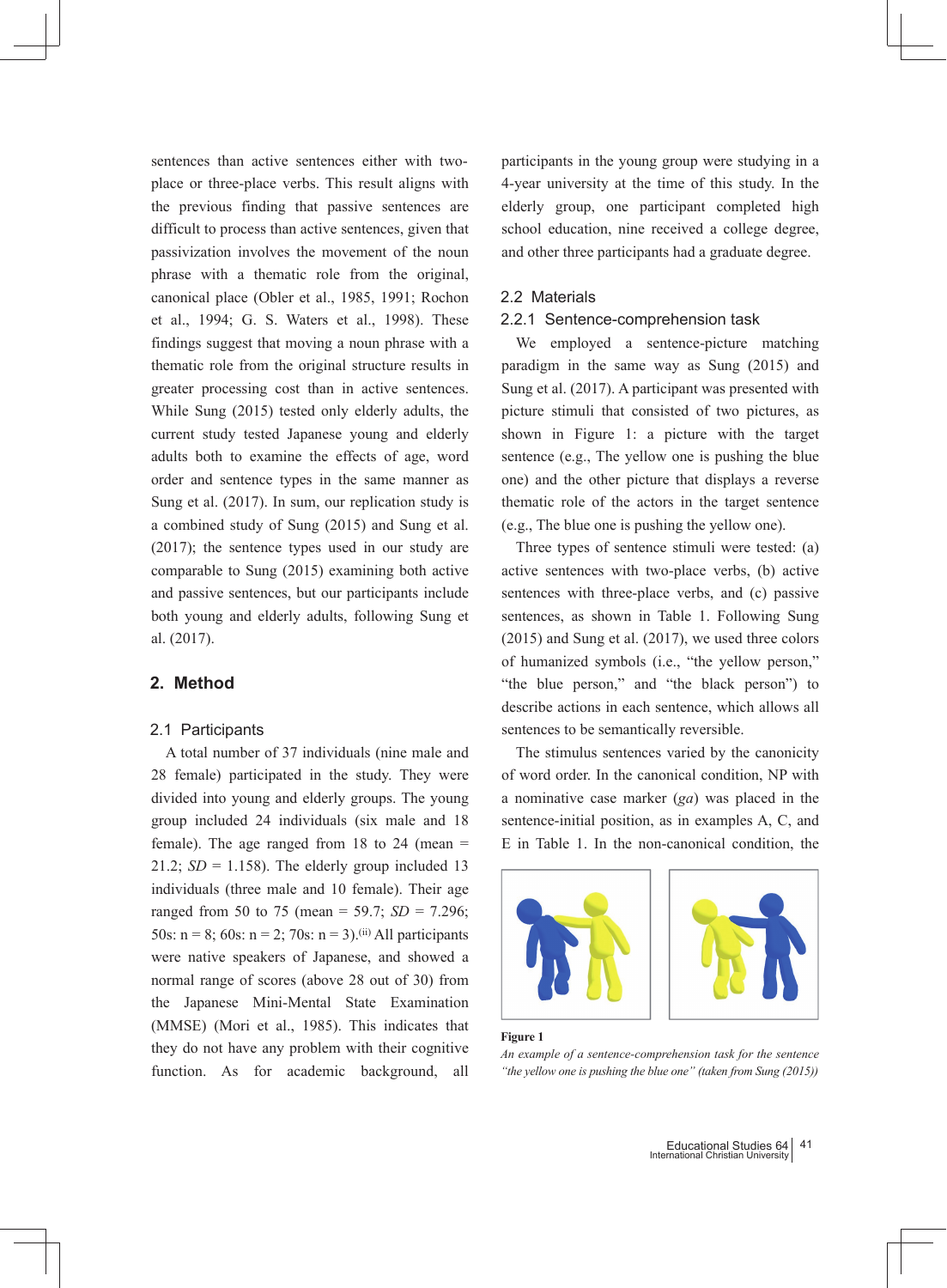sentences than active sentences either with two-place or three-place verbs. This result aligns with the previous finding that passive sentences are difficult to process than active sentences, given that passivization involves the movement of the noun phrase with a thematic role from the original, canonical place (Obler et al., 1985, 1991; Rochon et al., 1994; G. S. Waters et al., 1998). These findings suggest that moving a noun phrase with a thematic role from the original structure results in greater processing cost than in active sentences. While Sung (2015) tested only elderly adults, the current study tested Japanese young and elderly adults both to examine the effects of age, word order and sentence types in the same manner as Sung et al. (2017). In sum, our replication study is a combined study of Sung (2015) and Sung et al. (2017); the sentence types used in our study are comparable to Sung (2015) examining both active and passive sentences, but our participants include both young and elderly adults, following Sung et al. (2017).

## 2. Method

### 2.1 Participants

A total number of 37 individuals (nine male and 28 female) participated in the study. They were divided into young and elderly groups. The young group included 24 individuals (six male and 18 female). The age ranged from 18 to 24 (mean = 21.2; *SD* = 1.158). The elderly group included 13 individuals (three male and 10 female). Their age ranged from 50 to 75 (mean = 59.7; *SD* = 7.296; 50s: n = 8; 60s: n = 2; 70s: n = 3).[(ii)] All participants were native speakers of Japanese, and showed a normal range of scores (above 28 out of 30) from the Japanese Mini-Mental State Examination (MMSE) (Mori et al., 1985). This indicates that they do not have any problem with their cognitive function. As for academic background, all participants in the young group were studying in a 4-year university at the time of this study. In the elderly group, one participant completed high school education, nine received a college degree, and other three participants had a graduate degree.

### 2.2 Materials

#### 2.2.1 Sentence-comprehension task

We employed a sentence-picture matching paradigm in the same way as Sung (2015) and Sung et al. (2017). A participant was presented with picture stimuli that consisted of two pictures, as shown in Figure 1: a picture with the target sentence (e.g., The yellow one is pushing the blue one) and the other picture that displays a reverse thematic role of the actors in the target sentence (e.g., The blue one is pushing the yellow one).

Three types of sentence stimuli were tested: (a) active sentences with two-place verbs, (b) active sentences with three-place verbs, and (c) passive sentences, as shown in Table 1. Following Sung (2015) and Sung et al. (2017), we used three colors of humanized symbols (i.e., "the yellow person," "the blue person," and "the black person") to describe actions in each sentence, which allows all sentences to be semantically reversible.

The stimulus sentences varied by the canonicity of word order. In the canonical condition, NP with a nominative case marker (*ga*) was placed in the sentence-initial position, as in examples A, C, and E in Table 1. In the non-canonical condition, the

**Figure 1**

*An example of a sentence-comprehension task for the sentence "the yellow one is pushing the blue one" (taken from Sung (2015))*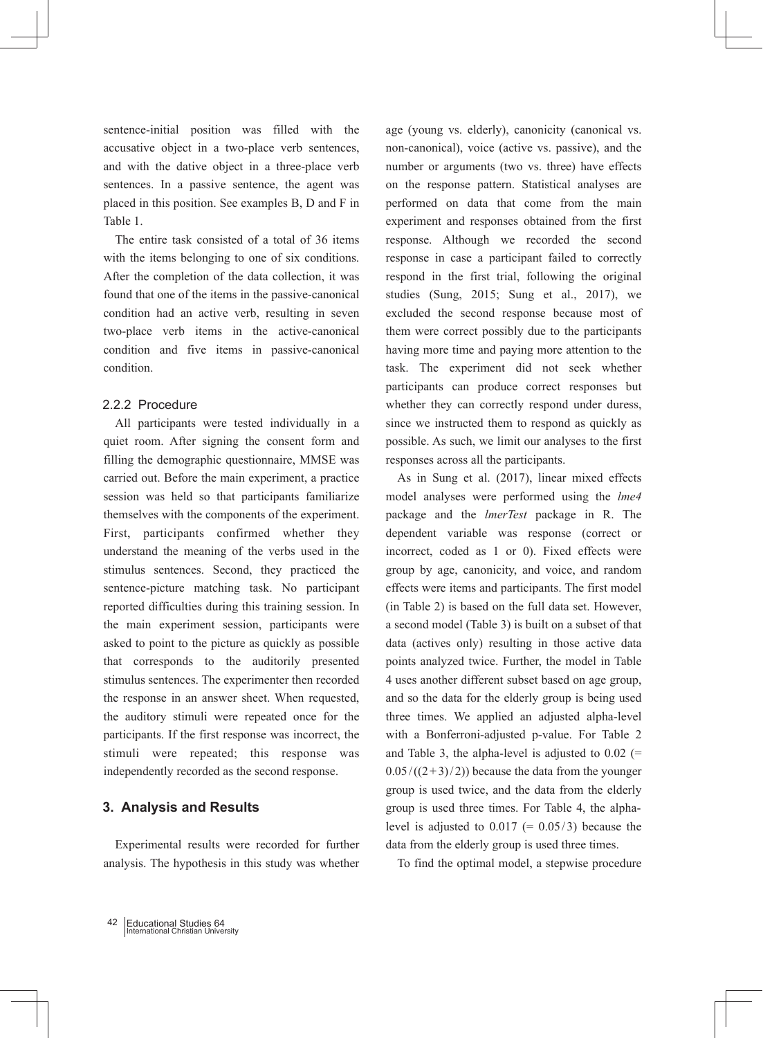sentence-initial position was filled with the accusative object in a two-place verb sentences, and with the dative object in a three-place verb sentences. In a passive sentence, the agent was placed in this position. See examples B, D and F in Table 1.

The entire task consisted of a total of 36 items with the items belonging to one of six conditions. After the completion of the data collection, it was found that one of the items in the passive-canonical condition had an active verb, resulting in seven two-place verb items in the active-canonical condition and five items in passive-canonical condition.

### 2.2.2 Procedure

All participants were tested individually in a quiet room. After signing the consent form and filling the demographic questionnaire, MMSE was carried out. Before the main experiment, a practice session was held so that participants familiarize themselves with the components of the experiment. First, participants confirmed whether they understand the meaning of the verbs used in the stimulus sentences. Second, they practiced the sentence-picture matching task. No participant reported difficulties during this training session. In the main experiment session, participants were asked to point to the picture as quickly as possible that corresponds to the auditorily presented stimulus sentences. The experimenter then recorded the response in an answer sheet. When requested, the auditory stimuli were repeated once for the participants. If the first response was incorrect, the stimuli were repeated; this response was independently recorded as the second response.

## 3. Analysis and Results

Experimental results were recorded for further analysis. The hypothesis in this study was whether age (young vs. elderly), canonicity (canonical vs. non-canonical), voice (active vs. passive), and the number or arguments (two vs. three) have effects on the response pattern. Statistical analyses are performed on data that come from the main experiment and responses obtained from the first response. Although we recorded the second response in case a participant failed to correctly respond in the first trial, following the original studies (Sung, 2015; Sung et al., 2017), we excluded the second response because most of them were correct possibly due to the participants having more time and paying more attention to the task. The experiment did not seek whether participants can produce correct responses but whether they can correctly respond under duress, since we instructed them to respond as quickly as possible. As such, we limit our analyses to the first responses across all the participants.

As in Sung et al. (2017), linear mixed effects model analyses were performed using the *lme4* package and the *lmerTest* package in R. The dependent variable was response (correct or incorrect, coded as 1 or 0). Fixed effects were group by age, canonicity, and voice, and random effects were items and participants. The first model (in Table 2) is based on the full data set. However, a second model (Table 3) is built on a subset of that data (actives only) resulting in those active data points analyzed twice. Further, the model in Table 4 uses another different subset based on age group, and so the data for the elderly group is being used three times. We applied an adjusted alpha-level with a Bonferroni-adjusted p-value. For Table 2 and Table 3, the alpha-level is adjusted to 0.02 ($= 0.05/((2+3)/2)$) because the data from the younger group is used twice, and the data from the elderly group is used three times. For Table 4, the alpha-level is adjusted to 0.017 ($= 0.05/3$) because the data from the elderly group is used three times.

To find the optimal model, a stepwise procedure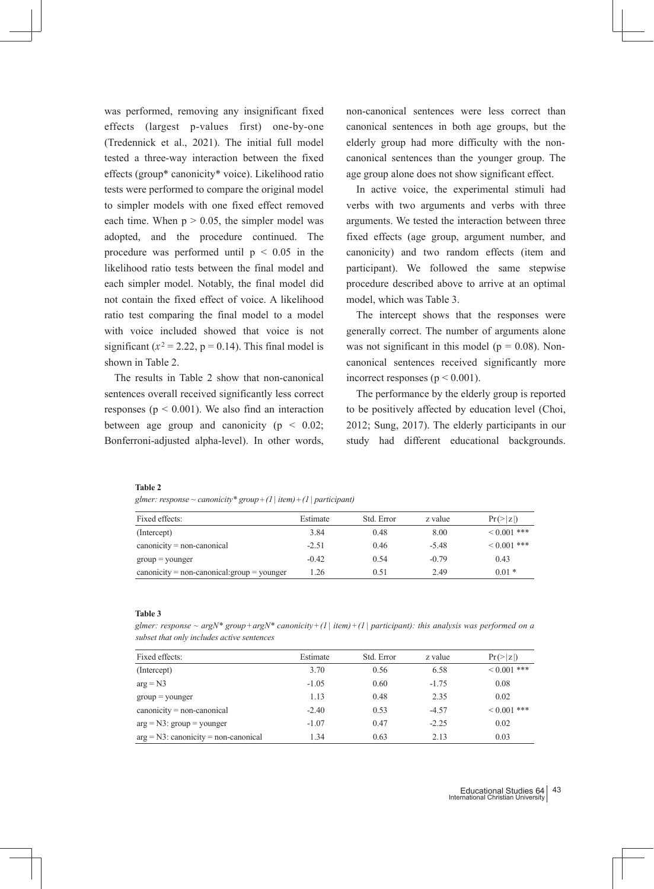was performed, removing any insignificant fixed effects (largest p-values first) one-by-one (Tredennick et al., 2021). The initial full model tested a three-way interaction between the fixed effects (group* canonicity* voice). Likelihood ratio tests were performed to compare the original model to simpler models with one fixed effect removed each time. When $p > 0.05$, the simpler model was adopted, and the procedure continued. The procedure was performed until $p < 0.05$ in the likelihood ratio tests between the final model and each simpler model. Notably, the final model did not contain the fixed effect of voice. A likelihood ratio test comparing the final model to a model with voice included showed that voice is not significant ($x^2 = 2.22$, $p = 0.14$). This final model is shown in Table 2.

The results in Table 2 show that non-canonical sentences overall received significantly less correct responses ($p < 0.001$). We also find an interaction between age group and canonicity ($p < 0.02$; Bonferroni-adjusted alpha-level). In other words, non-canonical sentences were less correct than canonical sentences in both age groups, but the elderly group had more difficulty with the non-canonical sentences than the younger group. The age group alone does not show significant effect.

In active voice, the experimental stimuli had verbs with two arguments and verbs with three arguments. We tested the interaction between three fixed effects (age group, argument number, and canonicity) and two random effects (item and participant). We followed the same stepwise procedure described above to arrive at an optimal model, which was Table 3.

The intercept shows that the responses were generally correct. The number of arguments alone was not significant in this model ($p = 0.08$). Non-canonical sentences received significantly more incorrect responses ($p < 0.001$).

The performance by the elderly group is reported to be positively affected by education level (Choi, 2012; Sung, 2017). The elderly participants in our study had different educational backgrounds.

**Table 2**

*glmer: response ~ canonicity* group+(1 | item)+(1 | participant)*

| Fixed effects: | Estimate | Std. Error | z value | Pr(>\|z\|) |
|---|---|---|---|---|
| (Intercept) | 3.84 | 0.48 | 8.00 | < 0.001 *** |
| canonicity = non-canonical | -2.51 | 0.46 | -5.48 | < 0.001 *** |
| group = younger | -0.42 | 0.54 | -0.79 | 0.43 |
| canonicity = non-canonical:group = younger | 1.26 | 0.51 | 2.49 | 0.01 * |

**Table 3**

*glmer: response ~ argN* group+argN* canonicity+(1 | item)+(1 | participant): this analysis was performed on a subset that only includes active sentences*

| Fixed effects: | Estimate | Std. Error | z value | Pr(>\|z\|) |
|---|---|---|---|---|
| (Intercept) | 3.70 | 0.56 | 6.58 | < 0.001 *** |
| arg = N3 | -1.05 | 0.60 | -1.75 | 0.08 |
| group = younger | 1.13 | 0.48 | 2.35 | 0.02 |
| canonicity = non-canonical | -2.40 | 0.53 | -4.57 | < 0.001 *** |
| arg = N3: group = younger | -1.07 | 0.47 | -2.25 | 0.02 |
| arg = N3: canonicity = non-canonical | 1.34 | 0.63 | 2.13 | 0.03 |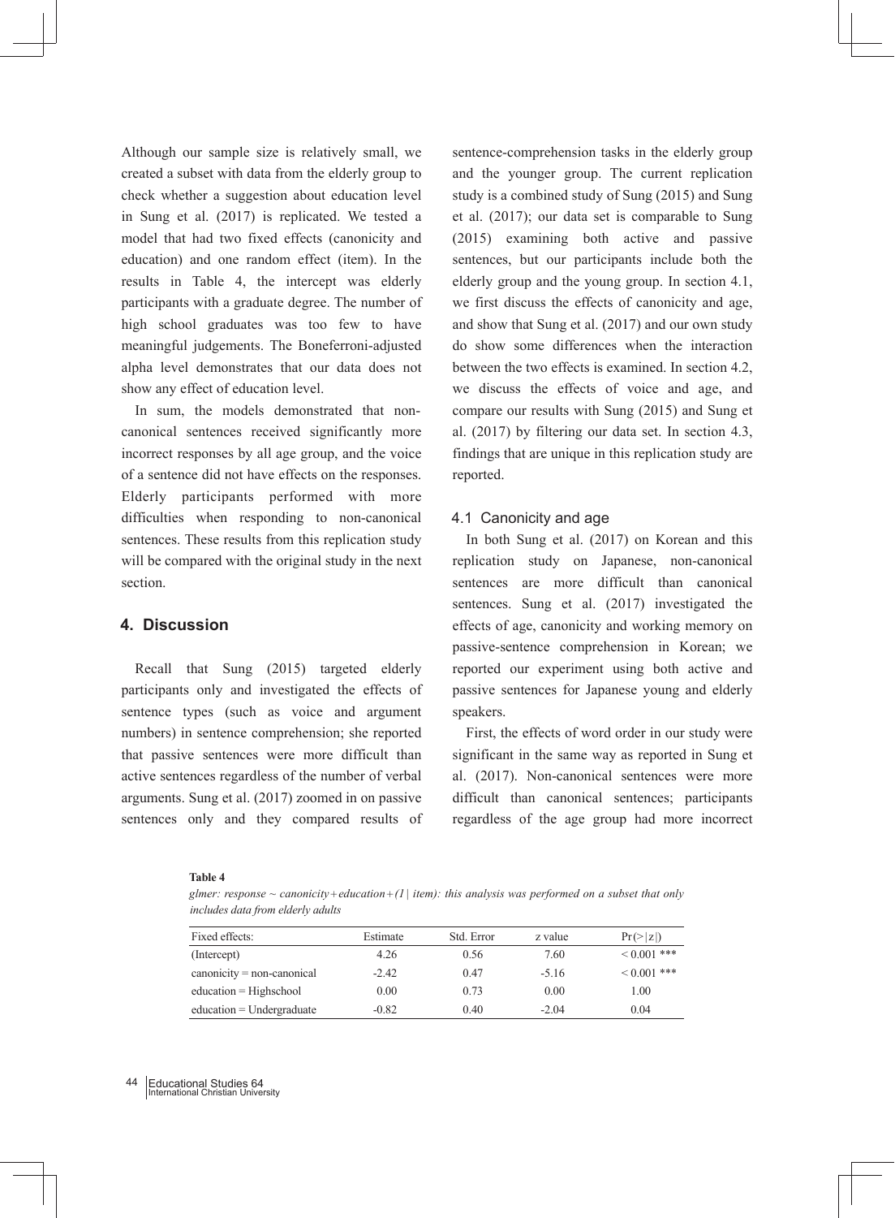Although our sample size is relatively small, we created a subset with data from the elderly group to check whether a suggestion about education level in Sung et al. (2017) is replicated. We tested a model that had two fixed effects (canonicity and education) and one random effect (item). In the results in Table 4, the intercept was elderly participants with a graduate degree. The number of high school graduates was too few to have meaningful judgements. The Boneferroni-adjusted alpha level demonstrates that our data does not show any effect of education level.

In sum, the models demonstrated that non-canonical sentences received significantly more incorrect responses by all age group, and the voice of a sentence did not have effects on the responses. Elderly participants performed with more difficulties when responding to non-canonical sentences. These results from this replication study will be compared with the original study in the next section.

## 4. Discussion

Recall that Sung (2015) targeted elderly participants only and investigated the effects of sentence types (such as voice and argument numbers) in sentence comprehension; she reported that passive sentences were more difficult than active sentences regardless of the number of verbal arguments. Sung et al. (2017) zoomed in on passive sentences only and they compared results of sentence-comprehension tasks in the elderly group and the younger group. The current replication study is a combined study of Sung (2015) and Sung et al. (2017); our data set is comparable to Sung (2015) examining both active and passive sentences, but our participants include both the elderly group and the young group. In section 4.1, we first discuss the effects of canonicity and age, and show that Sung et al. (2017) and our own study do show some differences when the interaction between the two effects is examined. In section 4.2, we discuss the effects of voice and age, and compare our results with Sung (2015) and Sung et al. (2017) by filtering our data set. In section 4.3, findings that are unique in this replication study are reported.

### 4.1 Canonicity and age

In both Sung et al. (2017) on Korean and this replication study on Japanese, non-canonical sentences are more difficult than canonical sentences. Sung et al. (2017) investigated the effects of age, canonicity and working memory on passive-sentence comprehension in Korean; we reported our experiment using both active and passive sentences for Japanese young and elderly speakers.

First, the effects of word order in our study were significant in the same way as reported in Sung et al. (2017). Non-canonical sentences were more difficult than canonical sentences; participants regardless of the age group had more incorrect

**Table 4**

*glmer: response ~ canonicity+education+(1 | item): this analysis was performed on a subset that only includes data from elderly adults*

| Fixed effects: | Estimate | Std. Error | z value | Pr(>\|z\|) |
|---|---|---|---|---|
| (Intercept) | 4.26 | 0.56 | 7.60 | < 0.001 *** |
| canonicity = non-canonical | -2.42 | 0.47 | -5.16 | < 0.001 *** |
| education = Highschool | 0.00 | 0.73 | 0.00 | 1.00 |
| education = Undergraduate | -0.82 | 0.40 | -2.04 | 0.04 |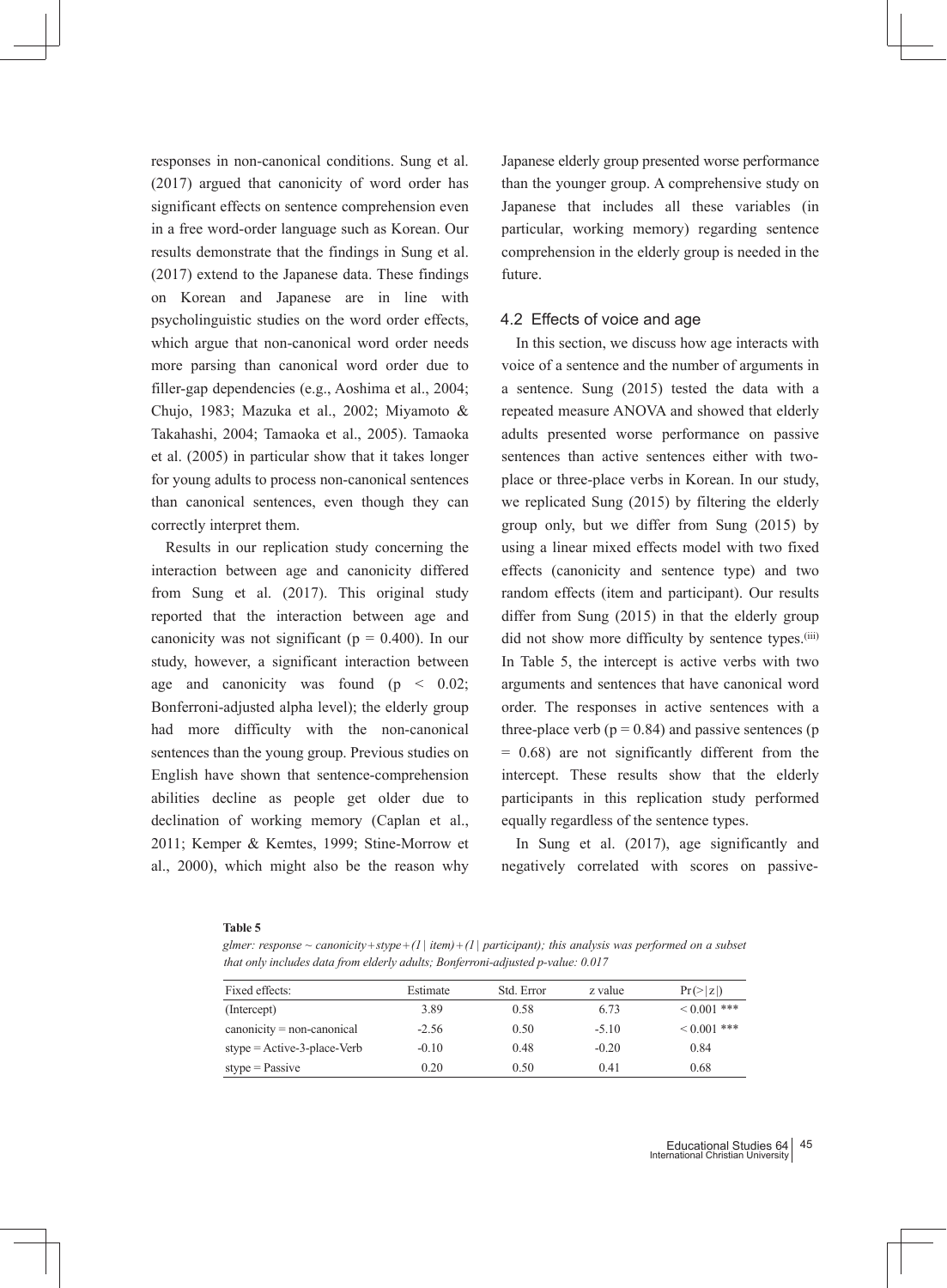responses in non-canonical conditions. Sung et al. (2017) argued that canonicity of word order has significant effects on sentence comprehension even in a free word-order language such as Korean. Our results demonstrate that the findings in Sung et al. (2017) extend to the Japanese data. These findings on Korean and Japanese are in line with psycholinguistic studies on the word order effects, which argue that non-canonical word order needs more parsing than canonical word order due to filler-gap dependencies (e.g., Aoshima et al., 2004; Chujo, 1983; Mazuka et al., 2002; Miyamoto & Takahashi, 2004; Tamaoka et al., 2005). Tamaoka et al. (2005) in particular show that it takes longer for young adults to process non-canonical sentences than canonical sentences, even though they can correctly interpret them.

Results in our replication study concerning the interaction between age and canonicity differed from Sung et al. (2017). This original study reported that the interaction between age and canonicity was not significant ($p = 0.400$). In our study, however, a significant interaction between age and canonicity was found ($p < 0.02$; Bonferroni-adjusted alpha level); the elderly group had more difficulty with the non-canonical sentences than the young group. Previous studies on English have shown that sentence-comprehension abilities decline as people get older due to declination of working memory (Caplan et al., 2011; Kemper & Kemtes, 1999; Stine-Morrow et al., 2000), which might also be the reason why Japanese elderly group presented worse performance than the younger group. A comprehensive study on Japanese that includes all these variables (in particular, working memory) regarding sentence comprehension in the elderly group is needed in the future.

## 4.2 Effects of voice and age

In this section, we discuss how age interacts with voice of a sentence and the number of arguments in a sentence. Sung (2015) tested the data with a repeated measure ANOVA and showed that elderly adults presented worse performance on passive sentences than active sentences either with two-place or three-place verbs in Korean. In our study, we replicated Sung (2015) by filtering the elderly group only, but we differ from Sung (2015) by using a linear mixed effects model with two fixed effects (canonicity and sentence type) and two random effects (item and participant). Our results differ from Sung (2015) in that the elderly group did not show more difficulty by sentence types.[iii] In Table 5, the intercept is active verbs with two arguments and sentences that have canonical word order. The responses in active sentences with a three-place verb ($p = 0.84$) and passive sentences ($p = 0.68$) are not significantly different from the intercept. These results show that the elderly participants in this replication study performed equally regardless of the sentence types.

In Sung et al. (2017), age significantly and negatively correlated with scores on passive-

**Table 5**

*glmer: response ~ canonicity+stype+(1 | item)+(1 | participant); this analysis was performed on a subset that only includes data from elderly adults; Bonferroni-adjusted p-value: 0.017*

| Fixed effects: | Estimate | Std. Error | z value | Pr(>\|z\|) |
|---|---|---|---|---|
| (Intercept) | 3.89 | 0.58 | 6.73 | < 0.001 *** |
| canonicity = non-canonical | -2.56 | 0.50 | -5.10 | < 0.001 *** |
| stype = Active-3-place-Verb | -0.10 | 0.48 | -0.20 | 0.84 |
| stype = Passive | 0.20 | 0.50 | 0.41 | 0.68 |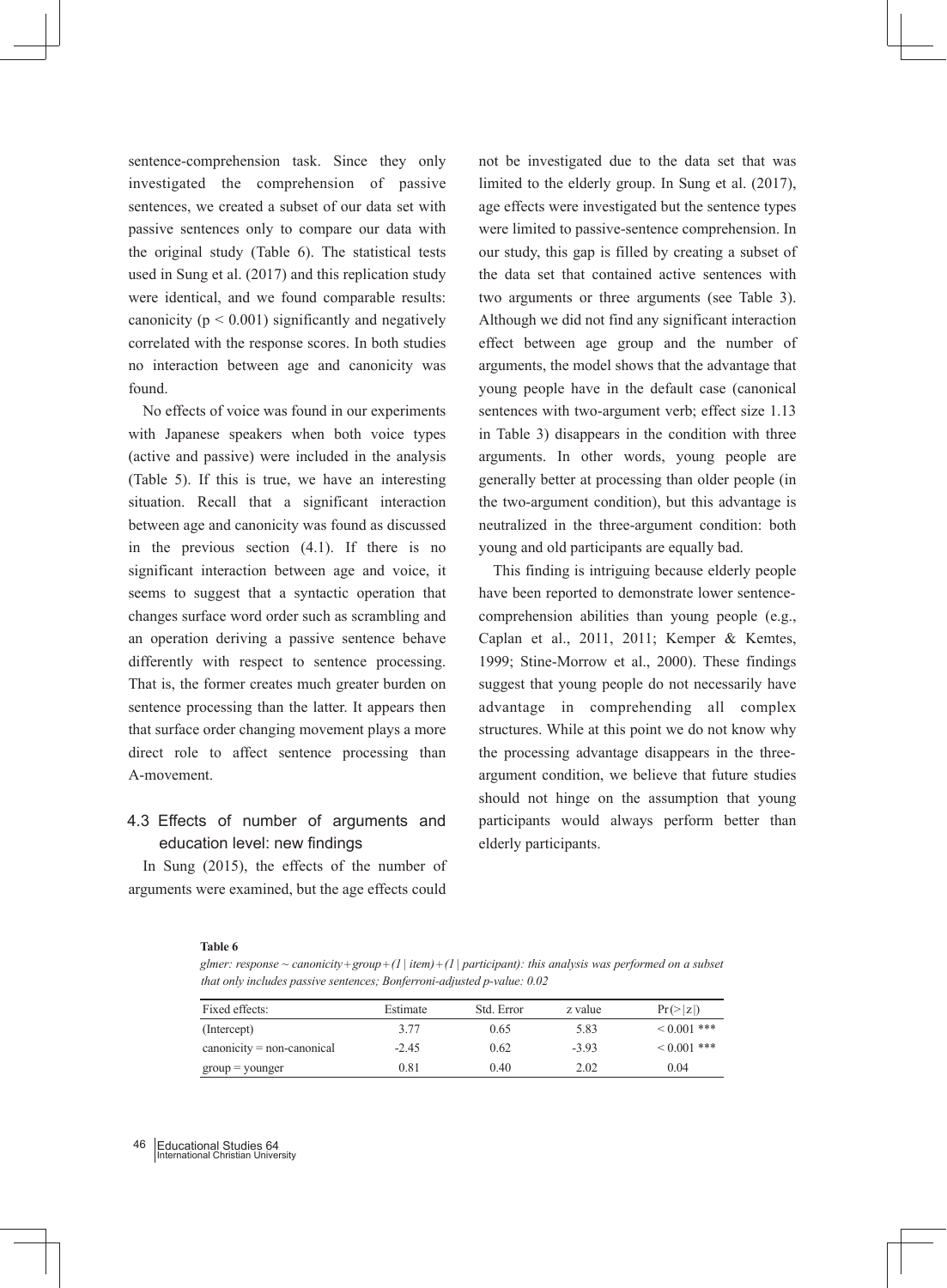sentence-comprehension task. Since they only investigated the comprehension of passive sentences, we created a subset of our data set with passive sentences only to compare our data with the original study (Table 6). The statistical tests used in Sung et al. (2017) and this replication study were identical, and we found comparable results: canonicity ($p < 0.001$) significantly and negatively correlated with the response scores. In both studies no interaction between age and canonicity was found.

No effects of voice was found in our experiments with Japanese speakers when both voice types (active and passive) were included in the analysis (Table 5). If this is true, we have an interesting situation. Recall that a significant interaction between age and canonicity was found as discussed in the previous section (4.1). If there is no significant interaction between age and voice, it seems to suggest that a syntactic operation that changes surface word order such as scrambling and an operation deriving a passive sentence behave differently with respect to sentence processing. That is, the former creates much greater burden on sentence processing than the latter. It appears then that surface order changing movement plays a more direct role to affect sentence processing than A-movement.

### 4.3 Effects of number of arguments and education level: new findings

In Sung (2015), the effects of the number of arguments were examined, but the age effects could not be investigated due to the data set that was limited to the elderly group. In Sung et al. (2017), age effects were investigated but the sentence types were limited to passive-sentence comprehension. In our study, this gap is filled by creating a subset of the data set that contained active sentences with two arguments or three arguments (see Table 3). Although we did not find any significant interaction effect between age group and the number of arguments, the model shows that the advantage that young people have in the default case (canonical sentences with two-argument verb; effect size 1.13 in Table 3) disappears in the condition with three arguments. In other words, young people are generally better at processing than older people (in the two-argument condition), but this advantage is neutralized in the three-argument condition: both young and old participants are equally bad.

This finding is intriguing because elderly people have been reported to demonstrate lower sentence-comprehension abilities than young people (e.g., Caplan et al., 2011, 2011; Kemper & Kemtes, 1999; Stine-Morrow et al., 2000). These findings suggest that young people do not necessarily have advantage in comprehending all complex structures. While at this point we do not know why the processing advantage disappears in the three-argument condition, we believe that future studies should not hinge on the assumption that young participants would always perform better than elderly participants.

**Table 6**

*glmer: response ~ canonicity + group + (1 | item) + (1 | participant): this analysis was performed on a subset that only includes passive sentences; Bonferroni-adjusted p-value: 0.02*

| Fixed effects: | Estimate | Std. Error | z value | Pr(>\|z\|) |
|---|---|---|---|---|
| (Intercept) | 3.77 | 0.65 | 5.83 | < 0.001 *** |
| canonicity = non-canonical | -2.45 | 0.62 | -3.93 | < 0.001 *** |
| group = younger | 0.81 | 0.40 | 2.02 | 0.04 |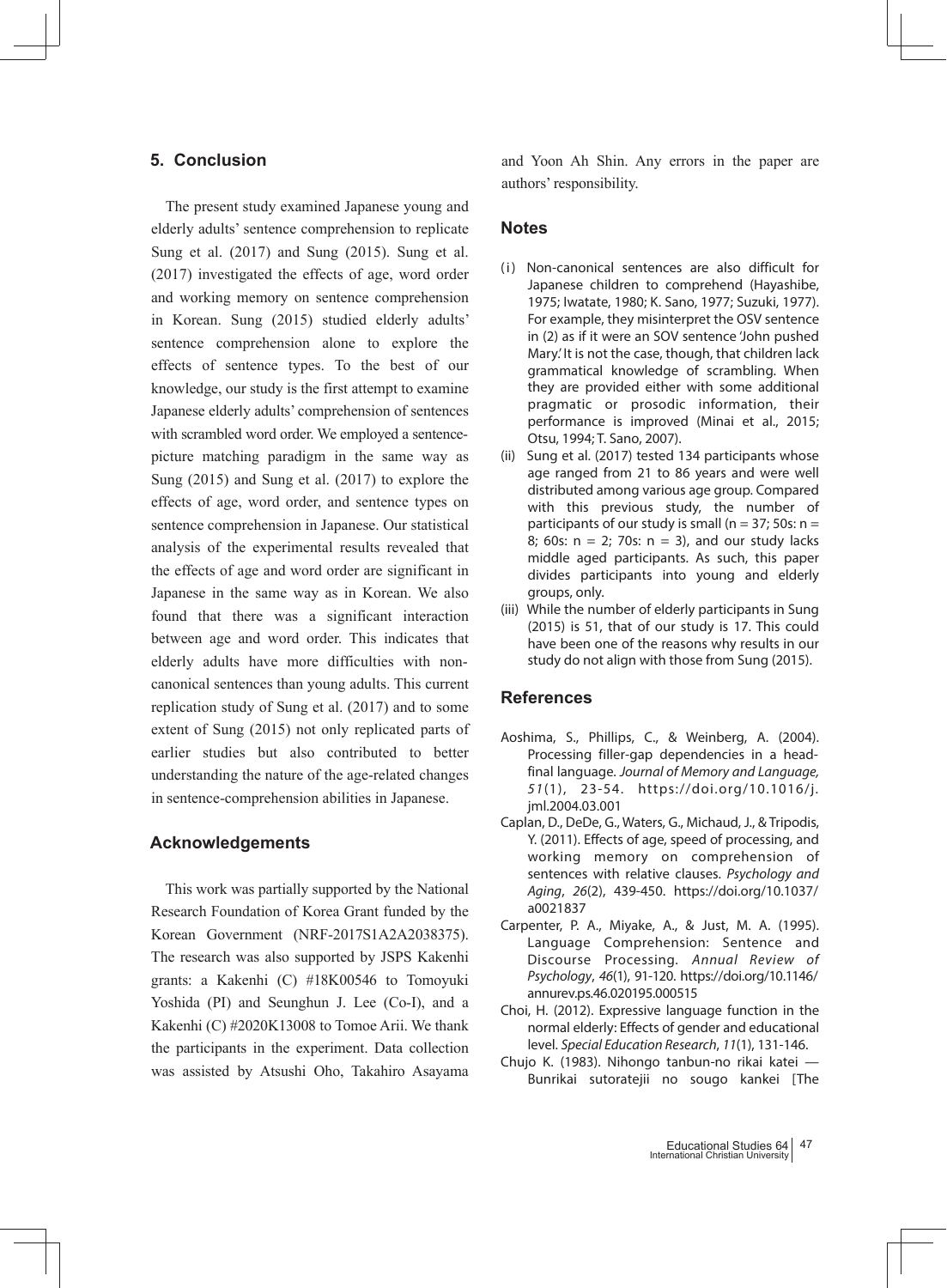## 5. Conclusion

The present study examined Japanese young and elderly adults' sentence comprehension to replicate Sung et al. (2017) and Sung (2015). Sung et al. (2017) investigated the effects of age, word order and working memory on sentence comprehension in Korean. Sung (2015) studied elderly adults' sentence comprehension alone to explore the effects of sentence types. To the best of our knowledge, our study is the first attempt to examine Japanese elderly adults' comprehension of sentences with scrambled word order. We employed a sentence-picture matching paradigm in the same way as Sung (2015) and Sung et al. (2017) to explore the effects of age, word order, and sentence types on sentence comprehension in Japanese. Our statistical analysis of the experimental results revealed that the effects of age and word order are significant in Japanese in the same way as in Korean. We also found that there was a significant interaction between age and word order. This indicates that elderly adults have more difficulties with non-canonical sentences than young adults. This current replication study of Sung et al. (2017) and to some extent of Sung (2015) not only replicated parts of earlier studies but also contributed to better understanding the nature of the age-related changes in sentence-comprehension abilities in Japanese.

## Acknowledgements

This work was partially supported by the National Research Foundation of Korea Grant funded by the Korean Government (NRF-2017S1A2A2038375). The research was also supported by JSPS Kakenhi grants: a Kakenhi (C) #18K00546 to Tomoyuki Yoshida (PI) and Seunghun J. Lee (Co-I), and a Kakenhi (C) #2020K13008 to Tomoe Arii. We thank the participants in the experiment. Data collection was assisted by Atsushi Oho, Takahiro Asayama and Yoon Ah Shin. Any errors in the paper are authors' responsibility.

## Notes

(i) Non-canonical sentences are also difficult for Japanese children to comprehend (Hayashibe, 1975; Iwatate, 1980; K. Sano, 1977; Suzuki, 1977). For example, they misinterpret the OSV sentence in (2) as if it were an SOV sentence 'John pushed Mary.' It is not the case, though, that children lack grammatical knowledge of scrambling. When they are provided either with some additional pragmatic or prosodic information, their performance is improved (Minai et al., 2015; Otsu, 1994; T. Sano, 2007).

(ii) Sung et al. (2017) tested 134 participants whose age ranged from 21 to 86 years and were well distributed among various age group. Compared with this previous study, the number of participants of our study is small (n = 37; 50s: n = 8; 60s: n = 2; 70s: n = 3), and our study lacks middle aged participants. As such, this paper divides participants into young and elderly groups, only.

(iii) While the number of elderly participants in Sung (2015) is 51, that of our study is 17. This could have been one of the reasons why results in our study do not align with those from Sung (2015).

## References

Aoshima, S., Phillips, C., & Weinberg, A. (2004). Processing filler-gap dependencies in a head-final language. *Journal of Memory and Language, 51*(1), 23-54. https://doi.org/10.1016/j.jml.2004.03.001

Caplan, D., DeDe, G., Waters, G., Michaud, J., & Tripodis, Y. (2011). Effects of age, speed of processing, and working memory on comprehension of sentences with relative clauses. *Psychology and Aging*, *26*(2), 439-450. https://doi.org/10.1037/a0021837

Carpenter, P. A., Miyake, A., & Just, M. A. (1995). Language Comprehension: Sentence and Discourse Processing. *Annual Review of Psychology*, *46*(1), 91-120. https://doi.org/10.1146/annurev.ps.46.020195.000515

Choi, H. (2012). Expressive language function in the normal elderly: Effects of gender and educational level. *Special Education Research*, *11*(1), 131-146.

Chujo K. (1983). Nihongo tanbun-no rikai katei — Bunrikai sutoratejii no sougo kankei [The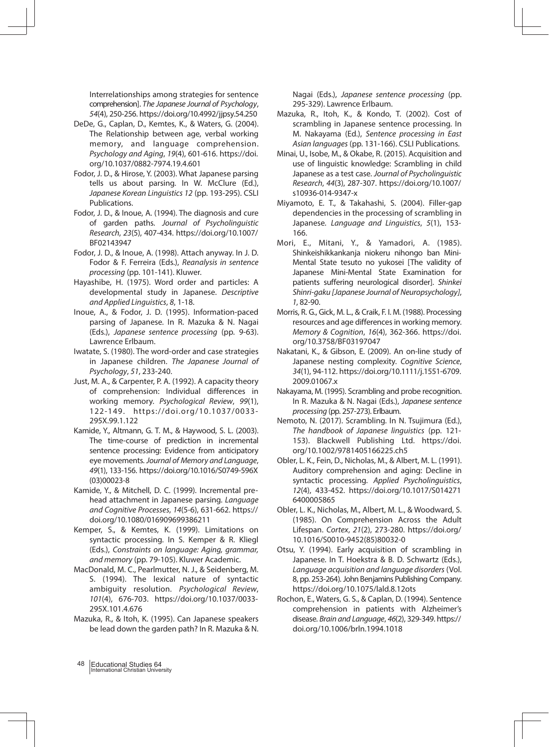Interrelationships among strategies for sentence comprehension]. *The Japanese Journal of Psychology*, *54*(4), 250-256. https://doi.org/10.4992/jjpsy.54.250

DeDe, G., Caplan, D., Kemtes, K., & Waters, G. (2004). The Relationship between age, verbal working memory, and language comprehension. *Psychology and Aging*, *19*(4), 601-616. https://doi.org/10.1037/0882-7974.19.4.601

Fodor, J. D., & Hirose, Y. (2003). What Japanese parsing tells us about parsing. In W. McClure (Ed.), *Japanese Korean Linguistics 12* (pp. 193-295). CSLI Publications.

Fodor, J. D., & Inoue, A. (1994). The diagnosis and cure of garden paths. *Journal of Psycholinguistic Research*, *23*(5), 407-434. https://doi.org/10.1007/BF02143947

Fodor, J. D., & Inoue, A. (1998). Attach anyway. In J. D. Fodor & F. Ferreira (Eds.), *Reanalysis in sentence processing* (pp. 101-141). Kluwer.

Hayashibe, H. (1975). Word order and particles: A developmental study in Japanese. *Descriptive and Applied Linguistics*, *8*, 1-18.

Inoue, A., & Fodor, J. D. (1995). Information-paced parsing of Japanese. In R. Mazuka & N. Nagai (Eds.), *Japanese sentence processing* (pp. 9-63). Lawrence Erlbaum.

Iwatate, S. (1980). The word-order and case strategies in Japanese children. *The Japanese Journal of Psychology*, *51*, 233-240.

Just, M. A., & Carpenter, P. A. (1992). A capacity theory of comprehension: Individual differences in working memory. *Psychological Review*, *99*(1), 122-149. https://doi.org/10.1037/0033-295X.99.1.122

Kamide, Y., Altmann, G. T. M., & Haywood, S. L. (2003). The time-course of prediction in incremental sentence processing: Evidence from anticipatory eye movements. *Journal of Memory and Language*, *49*(1), 133-156. https://doi.org/10.1016/S0749-596X(03)00023-8

Kamide, Y., & Mitchell, D. C. (1999). Incremental pre-head attachment in Japanese parsing. *Language and Cognitive Processes*, *14*(5-6), 631-662. https://doi.org/10.1080/016909699386211

Kemper, S., & Kemtes, K. (1999). Limitations on syntactic processing. In S. Kemper & R. Kliegl (Eds.), *Constraints on language: Aging, grammar, and memory* (pp. 79-105). Kluwer Academic.

MacDonald, M. C., Pearlmutter, N. J., & Seidenberg, M. S. (1994). The lexical nature of syntactic ambiguity resolution. *Psychological Review*, *101*(4), 676-703. https://doi.org/10.1037/0033-295X.101.4.676

Mazuka, R., & Itoh, K. (1995). Can Japanese speakers be lead down the garden path? In R. Mazuka & N. Nagai (Eds.), *Japanese sentence processing* (pp. 295-329). Lawrence Erlbaum.

Mazuka, R., Itoh, K., & Kondo, T. (2002). Cost of scrambling in Japanese sentence processing. In M. Nakayama (Ed.), *Sentence processing in East Asian languages* (pp. 131-166). CSLI Publications.

Minai, U., Isobe, M., & Okabe, R. (2015). Acquisition and use of linguistic knowledge: Scrambling in child Japanese as a test case. *Journal of Psycholinguistic Research*, *44*(3), 287-307. https://doi.org/10.1007/s10936-014-9347-x

Miyamoto, E. T., & Takahashi, S. (2004). Filler-gap dependencies in the processing of scrambling in Japanese. *Language and Linguistics*, *5*(1), 153-166.

Mori, E., Mitani, Y., & Yamadori, A. (1985). Shinkeishikkankanja niokeru nihongo ban Mini-Mental State tesuto no yukosei [The validity of Japanese Mini-Mental State Examination for patients suffering neurological disorder]. *Shinkei Shinri-gaku [Japanese Journal of Neuropsychology]*, *1*, 82-90.

Morris, R. G., Gick, M. L., & Craik, F. I. M. (1988). Processing resources and age differences in working memory. *Memory & Cognition*, *16*(4), 362-366. https://doi.org/10.3758/BF03197047

Nakatani, K., & Gibson, E. (2009). An on-line study of Japanese nesting complexity. *Cognitive Science*, *34*(1), 94-112. https://doi.org/10.1111/j.1551-6709.2009.01067.x

Nakayama, M. (1995). Scrambling and probe recognition. In R. Mazuka & N. Nagai (Eds.), *Japanese sentence processing* (pp. 257-273). Erlbaum.

Nemoto, N. (2017). Scrambling. In N. Tsujimura (Ed.), *The handbook of Japanese linguistics* (pp. 121-153). Blackwell Publishing Ltd. https://doi.org/10.1002/9781405166225.ch5

Obler, L. K., Fein, D., Nicholas, M., & Albert, M. L. (1991). Auditory comprehension and aging: Decline in syntactic processing. *Applied Psycholinguistics*, *12*(4), 433-452. https://doi.org/10.1017/S0142716400005865

Obler, L. K., Nicholas, M., Albert, M. L., & Woodward, S. (1985). On Comprehension Across the Adult Lifespan. *Cortex*, *21*(2), 273-280. https://doi.org/10.1016/S0010-9452(85)80032-0

Otsu, Y. (1994). Early acquisition of scrambling in Japanese. In T. Hoekstra & B. D. Schwartz (Eds.), *Language acquisition and language disorders* (Vol. 8, pp. 253-264). John Benjamins Publishing Company. https://doi.org/10.1075/lald.8.12ots

Rochon, E., Waters, G. S., & Caplan, D. (1994). Sentence comprehension in patients with Alzheimer's disease. *Brain and Language*, *46*(2), 329-349. https://doi.org/10.1006/brln.1994.1018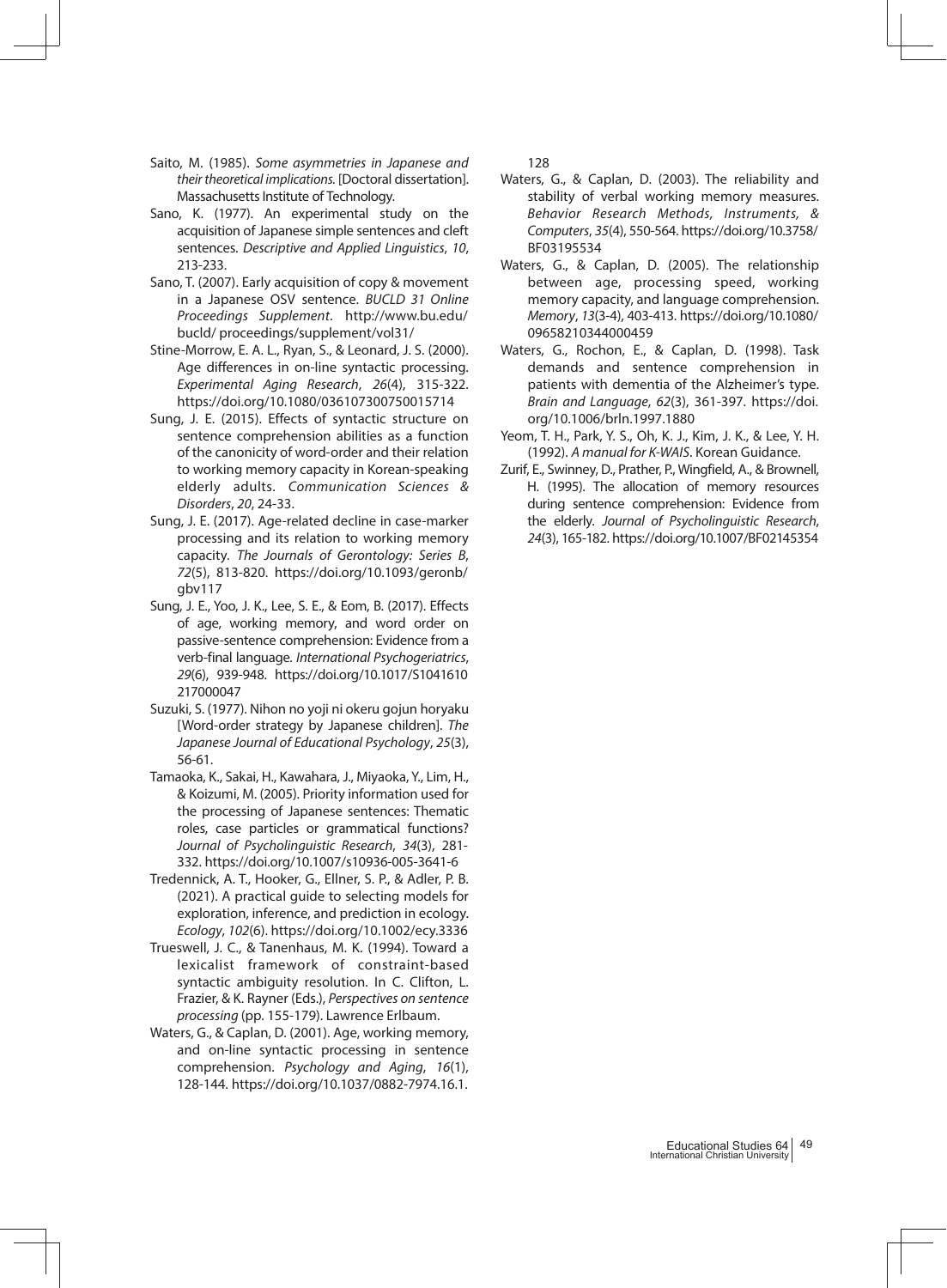Saito, M. (1985). *Some asymmetries in Japanese and their theoretical implications.* [Doctoral dissertation]. Massachusetts Institute of Technology.

Sano, K. (1977). An experimental study on the acquisition of Japanese simple sentences and cleft sentences. *Descriptive and Applied Linguistics*, *10*, 213-233.

Sano, T. (2007). Early acquisition of copy & movement in a Japanese OSV sentence. *BUCLD 31 Online Proceedings Supplement.* http://www.bu.edu/bucld/ proceedings/supplement/vol31/

Stine-Morrow, E. A. L., Ryan, S., & Leonard, J. S. (2000). Age differences in on-line syntactic processing. *Experimental Aging Research*, *26*(4), 315-322. https://doi.org/10.1080/036107300750015714

Sung, J. E. (2015). Effects of syntactic structure on sentence comprehension abilities as a function of the canonicity of word-order and their relation to working memory capacity in Korean-speaking elderly adults. *Communication Sciences & Disorders*, *20*, 24-33.

Sung, J. E. (2017). Age-related decline in case-marker processing and its relation to working memory capacity. *The Journals of Gerontology: Series B*, *72*(5), 813-820. https://doi.org/10.1093/geronb/gbv117

Sung, J. E., Yoo, J. K., Lee, S. E., & Eom, B. (2017). Effects of age, working memory, and word order on passive-sentence comprehension: Evidence from a verb-final language. *International Psychogeriatrics*, *29*(6), 939-948. https://doi.org/10.1017/S1041610217000047

Suzuki, S. (1977). Nihon no yoji ni okeru gojun horyaku [Word-order strategy by Japanese children]. *The Japanese Journal of Educational Psychology*, *25*(3), 56-61.

Tamaoka, K., Sakai, H., Kawahara, J., Miyaoka, Y., Lim, H., & Koizumi, M. (2005). Priority information used for the processing of Japanese sentences: Thematic roles, case particles or grammatical functions? *Journal of Psycholinguistic Research*, *34*(3), 281-332. https://doi.org/10.1007/s10936-005-3641-6

Tredennick, A. T., Hooker, G., Ellner, S. P., & Adler, P. B. (2021). A practical guide to selecting models for exploration, inference, and prediction in ecology. *Ecology*, *102*(6). https://doi.org/10.1002/ecy.3336

Trueswell, J. C., & Tanenhaus, M. K. (1994). Toward a lexicalist framework of constraint-based syntactic ambiguity resolution. In C. Clifton, L. Frazier, & K. Rayner (Eds.), *Perspectives on sentence processing* (pp. 155-179). Lawrence Erlbaum.

Waters, G., & Caplan, D. (2001). Age, working memory, and on-line syntactic processing in sentence comprehension. *Psychology and Aging*, *16*(1), 128-144. https://doi.org/10.1037/0882-7974.16.1.128

Waters, G., & Caplan, D. (2003). The reliability and stability of verbal working memory measures. *Behavior Research Methods, Instruments, & Computers*, *35*(4), 550-564. https://doi.org/10.3758/BF03195534

Waters, G., & Caplan, D. (2005). The relationship between age, processing speed, working memory capacity, and language comprehension. *Memory*, *13*(3-4), 403-413. https://doi.org/10.1080/09658210344000459

Waters, G., Rochon, E., & Caplan, D. (1998). Task demands and sentence comprehension in patients with dementia of the Alzheimer's type. *Brain and Language*, *62*(3), 361-397. https://doi.org/10.1006/brln.1997.1880

Yeom, T. H., Park, Y. S., Oh, K. J., Kim, J. K., & Lee, Y. H. (1992). *A manual for K-WAIS*. Korean Guidance.

Zurif, E., Swinney, D., Prather, P., Wingfield, A., & Brownell, H. (1995). The allocation of memory resources during sentence comprehension: Evidence from the elderly. *Journal of Psycholinguistic Research*, *24*(3), 165-182. https://doi.org/10.1007/BF02145354